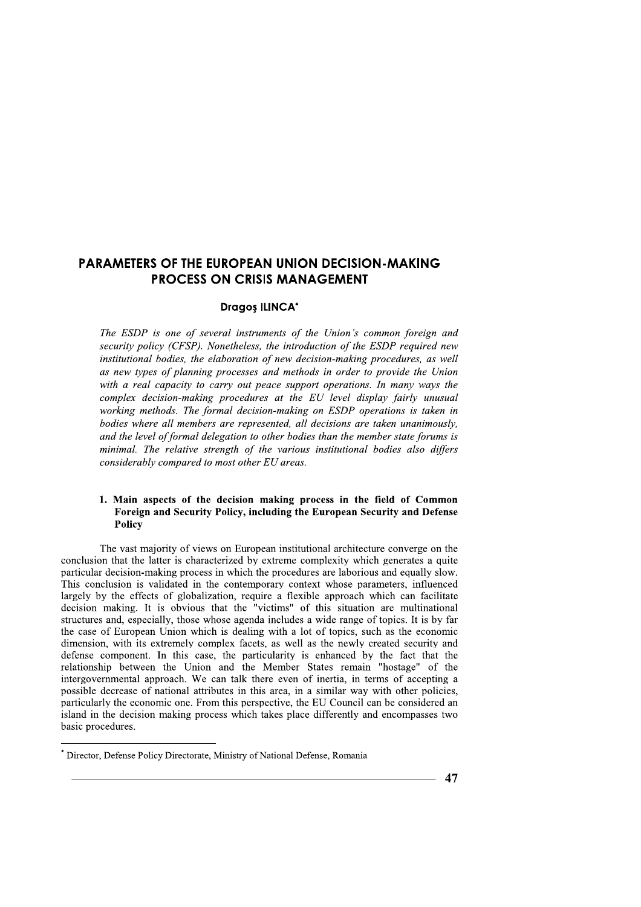# PARAMETERS OF THE EUROPEAN UNION DECISION-MAKING PROCESS ON CRISIS MANAGEMENT

**Dragoş ILINCA***

*The ESDP is one of several instruments of the Union's common foreign and security policy (CFSP). Nonetheless, the introduction of the ESDP required new institutional bodies, the elaboration of new decision-making procedures, as well as new types of planning processes and methods in order to provide the Union with a real capacity to carry out peace support operations. In many ways the complex decision-making procedures at the EU level display fairly unusual working methods. The formal decision-making on ESDP operations is taken in bodies where all members are represented, all decisions are taken unanimously, and the level of formal delegation to other bodies than the member state forums is minimal. The relative strength of the various institutional bodies also differs considerably compared to most other EU areas.*

## 1. Main aspects of the decision making process in the field of Common Foreign and Security Policy, including the European Security and Defense Policy

The vast majority of views on European institutional architecture converge on the conclusion that the latter is characterized by extreme complexity which generates a quite particular decision-making process in which the procedures are laborious and equally slow. This conclusion is validated in the contemporary context whose parameters, influenced largely by the effects of globalization, require a flexible approach which can facilitate decision making. It is obvious that the "victims" of this situation are multinational structures and, especially, those whose agenda includes a wide range of topics. It is by far the case of European Union which is dealing with a lot of topics, such as the economic dimension, with its extremely complex facets, as well as the newly created security and defense component. In this case, the particularity is enhanced by the fact that the relationship between the Union and the Member States remain "hostage" of the intergovernmental approach. We can talk there even of inertia, in terms of accepting a possible decrease of national attributes in this area, in a similar way with other policies, particularly the economic one. From this perspective, the EU Council can be considered an island in the decision making process which takes place differently and encompasses two basic procedures.

---

* Director, Defense Policy Directorate, Ministry of National Defense, Romania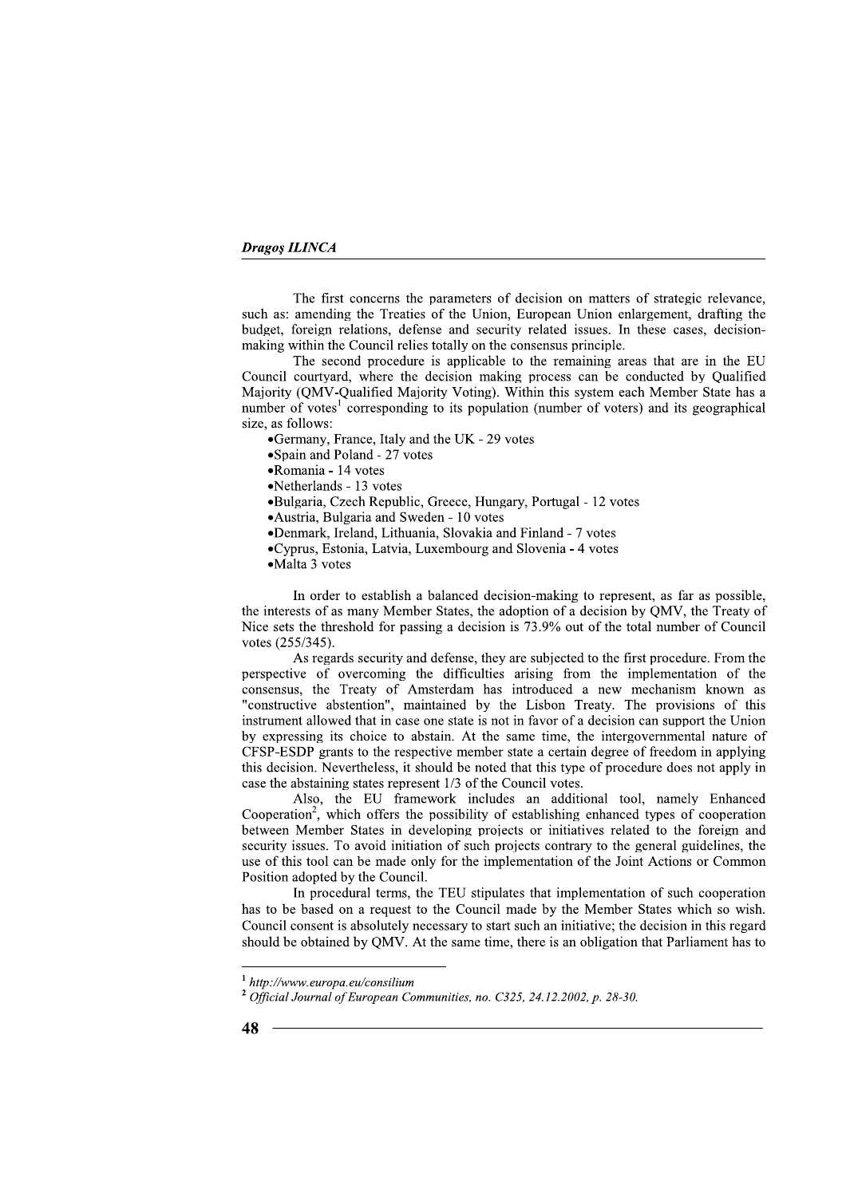The first concerns the parameters of decision on matters of strategic relevance, such as: amending the Treaties of the Union, European Union enlargement, drafting the budget, foreign relations, defense and security related issues. In these cases, decision-making within the Council relies totally on the consensus principle.

The second procedure is applicable to the remaining areas that are in the EU Council courtyard, where the decision making process can be conducted by Qualified Majority (QMV-Qualified Majority Voting). Within this system each Member State has a number of votes[1] corresponding to its population (number of voters) and its geographical size, as follows:

- Germany, France, Italy and the UK - 29 votes
- Spain and Poland - 27 votes
- Romania - 14 votes
- Netherlands - 13 votes
- Bulgaria, Czech Republic, Greece, Hungary, Portugal - 12 votes
- Austria, Bulgaria and Sweden - 10 votes
- Denmark, Ireland, Lithuania, Slovakia and Finland - 7 votes
- Cyprus, Estonia, Latvia, Luxembourg and Slovenia - 4 votes
- Malta 3 votes

In order to establish a balanced decision-making to represent, as far as possible, the interests of as many Member States, the adoption of a decision by QMV, the Treaty of Nice sets the threshold for passing a decision is 73.9% out of the total number of Council votes (255/345).

As regards security and defense, they are subjected to the first procedure. From the perspective of overcoming the difficulties arising from the implementation of the consensus, the Treaty of Amsterdam has introduced a new mechanism known as "constructive abstention", maintained by the Lisbon Treaty. The provisions of this instrument allowed that in case one state is not in favor of a decision can support the Union by expressing its choice to abstain. At the same time, the intergovernmental nature of CFSP-ESDP grants to the respective member state a certain degree of freedom in applying this decision. Nevertheless, it should be noted that this type of procedure does not apply in case the abstaining states represent 1/3 of the Council votes.

Also, the EU framework includes an additional tool, namely Enhanced Cooperation[2], which offers the possibility of establishing enhanced types of cooperation between Member States in developing projects or initiatives related to the foreign and security issues. To avoid initiation of such projects contrary to the general guidelines, the use of this tool can be made only for the implementation of the Joint Actions or Common Position adopted by the Council.

In procedural terms, the TEU stipulates that implementation of such cooperation has to be based on a request to the Council made by the Member States which so wish. Council consent is absolutely necessary to start such an initiative; the decision in this regard should be obtained by QMV. At the same time, there is an obligation that Parliament has to

---

[1] *http://www.europa.eu/consilium*

[2] *Official Journal of European Communities, no. C325, 24.12.2002, p. 28-30.*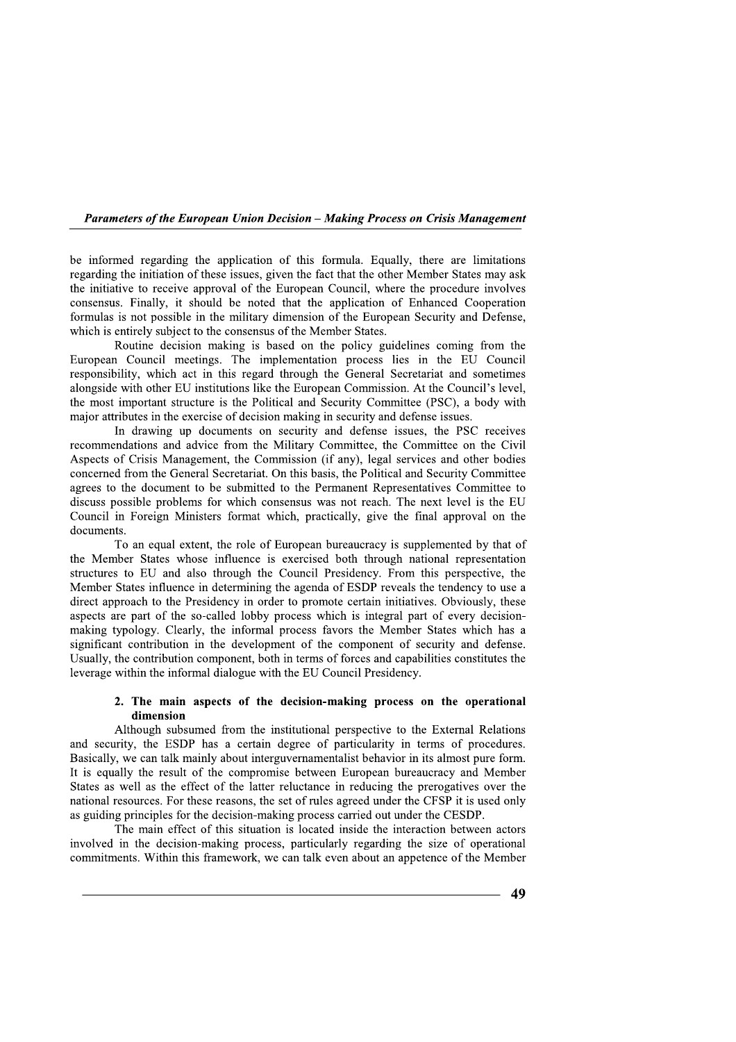be informed regarding the application of this formula. Equally, there are limitations regarding the initiation of these issues, given the fact that the other Member States may ask the initiative to receive approval of the European Council, where the procedure involves consensus. Finally, it should be noted that the application of Enhanced Cooperation formulas is not possible in the military dimension of the European Security and Defense, which is entirely subject to the consensus of the Member States.

Routine decision making is based on the policy guidelines coming from the European Council meetings. The implementation process lies in the EU Council responsibility, which act in this regard through the General Secretariat and sometimes alongside with other EU institutions like the European Commission. At the Council's level, the most important structure is the Political and Security Committee (PSC), a body with major attributes in the exercise of decision making in security and defense issues.

In drawing up documents on security and defense issues, the PSC receives recommendations and advice from the Military Committee, the Committee on the Civil Aspects of Crisis Management, the Commission (if any), legal services and other bodies concerned from the General Secretariat. On this basis, the Political and Security Committee agrees to the document to be submitted to the Permanent Representatives Committee to discuss possible problems for which consensus was not reach. The next level is the EU Council in Foreign Ministers format which, practically, give the final approval on the documents.

To an equal extent, the role of European bureaucracy is supplemented by that of the Member States whose influence is exercised both through national representation structures to EU and also through the Council Presidency. From this perspective, the Member States influence in determining the agenda of ESDP reveals the tendency to use a direct approach to the Presidency in order to promote certain initiatives. Obviously, these aspects are part of the so-called lobby process which is integral part of every decision-making typology. Clearly, the informal process favors the Member States which has a significant contribution in the development of the component of security and defense. Usually, the contribution component, both in terms of forces and capabilities constitutes the leverage within the informal dialogue with the EU Council Presidency.

## 2. The main aspects of the decision-making process on the operational dimension

Although subsumed from the institutional perspective to the External Relations and security, the ESDP has a certain degree of particularity in terms of procedures. Basically, we can talk mainly about interguvernamentalist behavior in its almost pure form. It is equally the result of the compromise between European bureaucracy and Member States as well as the effect of the latter reluctance in reducing the prerogatives over the national resources. For these reasons, the set of rules agreed under the CFSP it is used only as guiding principles for the decision-making process carried out under the CESDP.

The main effect of this situation is located inside the interaction between actors involved in the decision-making process, particularly regarding the size of operational commitments. Within this framework, we can talk even about an appetence of the Member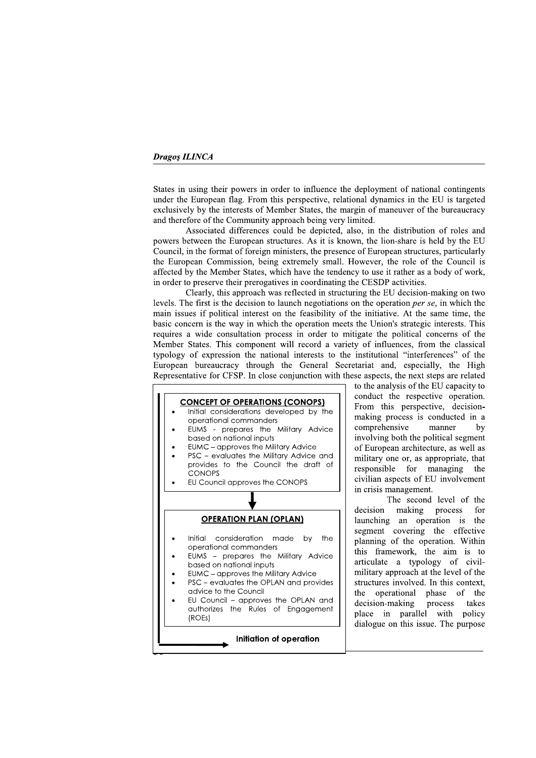States in using their powers in order to influence the deployment of national contingents under the European flag. From this perspective, relational dynamics in the EU is targeted exclusively by the interests of Member States, the margin of maneuver of the bureaucracy and therefore of the Community approach being very limited.

Associated differences could be depicted, also, in the distribution of roles and powers between the European structures. As it is known, the lion-share is held by the EU Council, in the format of foreign ministers, the presence of European structures, particularly the European Commission, being extremely small. However, the role of the Council is affected by the Member States, which have the tendency to use it rather as a body of work, in order to preserve their prerogatives in coordinating the CESDP activities.

Clearly, this approach was reflected in structuring the EU decision-making on two levels. The first is the decision to launch negotiations on the operation *per se*, in which the main issues if political interest on the feasibility of the initiative. At the same time, the basic concern is the way in which the operation meets the Union's strategic interests. This requires a wide consultation process in order to mitigate the political concerns of the Member States. This component will record a variety of influences, from the classical typology of expression the national interests to the institutional "interferences" of the European bureaucracy through the General Secretariat and, especially, the High Representative for CFSP. In close conjunction with these aspects, the next steps are related to the analysis of the EU capacity to conduct the respective operation. From this perspective, decision-making process is conducted in a comprehensive manner by involving both the political segment of European architecture, as well as military one or, as appropriate, that responsible for managing the civilian aspects of EU involvement in crisis management.

The second level of the decision making process for launching an operation is the segment covering the effective planning of the operation. Within this framework, the aim is to articulate a typology of civil-military approach at the level of the structures involved. In this context, the operational phase of the decision-making process takes place in parallel with policy dialogue on this issue. The purpose

**CONCEPT OF OPERATIONS (CONOPS)**

- Initial considerations developed by the operational commanders
- EUMS - prepares the Military Advice based on national inputs
- EUMC – approves the Military Advice
- PSC – evaluates the Military Advice and provides to the Council the draft of CONOPS
- EU Council approves the CONOPS

↓

**OPERATION PLAN (OPLAN)**

- Initial consideration made by the operational commanders
- EUMS – prepares the Military Advice based on national inputs
- EUMC – approves the Military Advice
- PSC – evaluates the OPLAN and provides advice to the Council
- EU Council – approves the OPLAN and authorizes the Rules of Engagement (ROEs)

→ **Initiation of operation**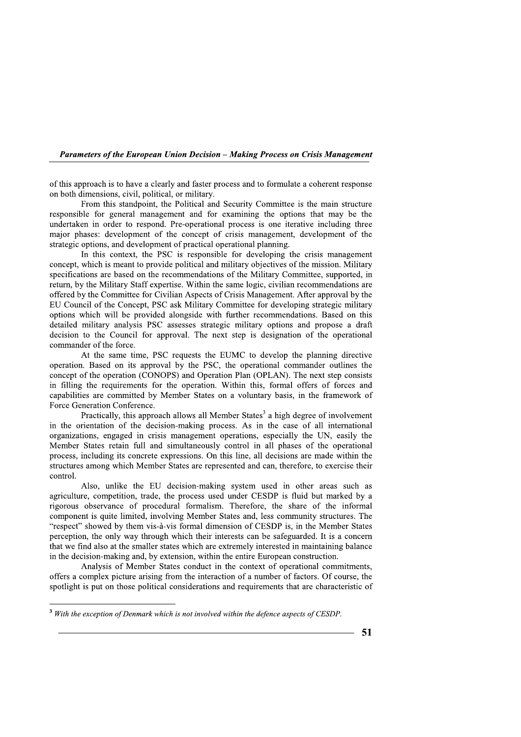of this approach is to have a clearly and faster process and to formulate a coherent response on both dimensions, civil, political, or military.

From this standpoint, the Political and Security Committee is the main structure responsible for general management and for examining the options that may be the undertaken in order to respond. Pre-operational process is one iterative including three major phases: development of the concept of crisis management, development of the strategic options, and development of practical operational planning.

In this context, the PSC is responsible for developing the crisis management concept, which is meant to provide political and military objectives of the mission. Military specifications are based on the recommendations of the Military Committee, supported, in return, by the Military Staff expertise. Within the same logic, civilian recommendations are offered by the Committee for Civilian Aspects of Crisis Management. After approval by the EU Council of the Concept, PSC ask Military Committee for developing strategic military options which will be provided alongside with further recommendations. Based on this detailed military analysis PSC assesses strategic military options and propose a draft decision to the Council for approval. The next step is designation of the operational commander of the force.

At the same time, PSC requests the EUMC to develop the planning directive operation. Based on its approval by the PSC, the operational commander outlines the concept of the operation (CONOPS) and Operation Plan (OPLAN). The next step consists in filling the requirements for the operation. Within this, formal offers of forces and capabilities are committed by Member States on a voluntary basis, in the framework of Force Generation Conference.

Practically, this approach allows all Member States[3] a high degree of involvement in the orientation of the decision-making process. As in the case of all international organizations, engaged in crisis management operations, especially the UN, easily the Member States retain full and simultaneously control in all phases of the operational process, including its concrete expressions. On this line, all decisions are made within the structures among which Member States are represented and can, therefore, to exercise their control.

Also, unlike the EU decision-making system used in other areas such as agriculture, competition, trade, the process used under CESDP is fluid but marked by a rigorous observance of procedural formalism. Therefore, the share of the informal component is quite limited, involving Member States and, less community structures. The "respect" showed by them vis-à-vis formal dimension of CESDP is, in the Member States perception, the only way through which their interests can be safeguarded. It is a concern that we find also at the smaller states which are extremely interested in maintaining balance in the decision-making and, by extension, within the entire European construction.

Analysis of Member States conduct in the context of operational commitments, offers a complex picture arising from the interaction of a number of factors. Of course, the spotlight is put on those political considerations and requirements that are characteristic of

---

[3] *With the exception of Denmark which is not involved within the defence aspects of CESDP.*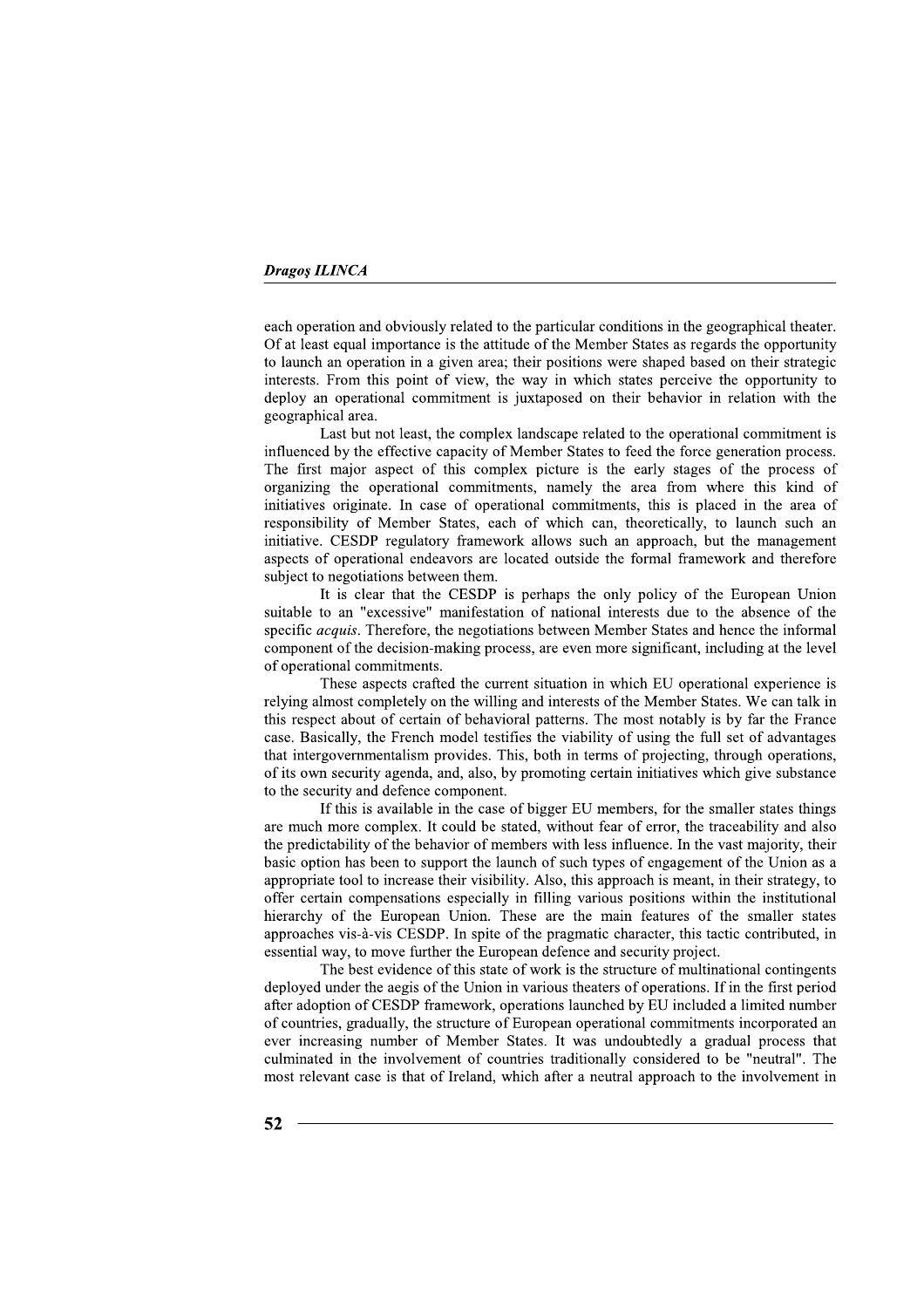each operation and obviously related to the particular conditions in the geographical theater. Of at least equal importance is the attitude of the Member States as regards the opportunity to launch an operation in a given area; their positions were shaped based on their strategic interests. From this point of view, the way in which states perceive the opportunity to deploy an operational commitment is juxtaposed on their behavior in relation with the geographical area.

Last but not least, the complex landscape related to the operational commitment is influenced by the effective capacity of Member States to feed the force generation process. The first major aspect of this complex picture is the early stages of the process of organizing the operational commitments, namely the area from where this kind of initiatives originate. In case of operational commitments, this is placed in the area of responsibility of Member States, each of which can, theoretically, to launch such an initiative. CESDP regulatory framework allows such an approach, but the management aspects of operational endeavors are located outside the formal framework and therefore subject to negotiations between them.

It is clear that the CESDP is perhaps the only policy of the European Union suitable to an "excessive" manifestation of national interests due to the absence of the specific *acquis*. Therefore, the negotiations between Member States and hence the informal component of the decision-making process, are even more significant, including at the level of operational commitments.

These aspects crafted the current situation in which EU operational experience is relying almost completely on the willing and interests of the Member States. We can talk in this respect about of certain of behavioral patterns. The most notably is by far the France case. Basically, the French model testifies the viability of using the full set of advantages that intergovernmentalism provides. This, both in terms of projecting, through operations, of its own security agenda, and, also, by promoting certain initiatives which give substance to the security and defence component.

If this is available in the case of bigger EU members, for the smaller states things are much more complex. It could be stated, without fear of error, the traceability and also the predictability of the behavior of members with less influence. In the vast majority, their basic option has been to support the launch of such types of engagement of the Union as a appropriate tool to increase their visibility. Also, this approach is meant, in their strategy, to offer certain compensations especially in filling various positions within the institutional hierarchy of the European Union. These are the main features of the smaller states approaches vis-à-vis CESDP. In spite of the pragmatic character, this tactic contributed, in essential way, to move further the European defence and security project.

The best evidence of this state of work is the structure of multinational contingents deployed under the aegis of the Union in various theaters of operations. If in the first period after adoption of CESDP framework, operations launched by EU included a limited number of countries, gradually, the structure of European operational commitments incorporated an ever increasing number of Member States. It was undoubtedly a gradual process that culminated in the involvement of countries traditionally considered to be "neutral". The most relevant case is that of Ireland, which after a neutral approach to the involvement in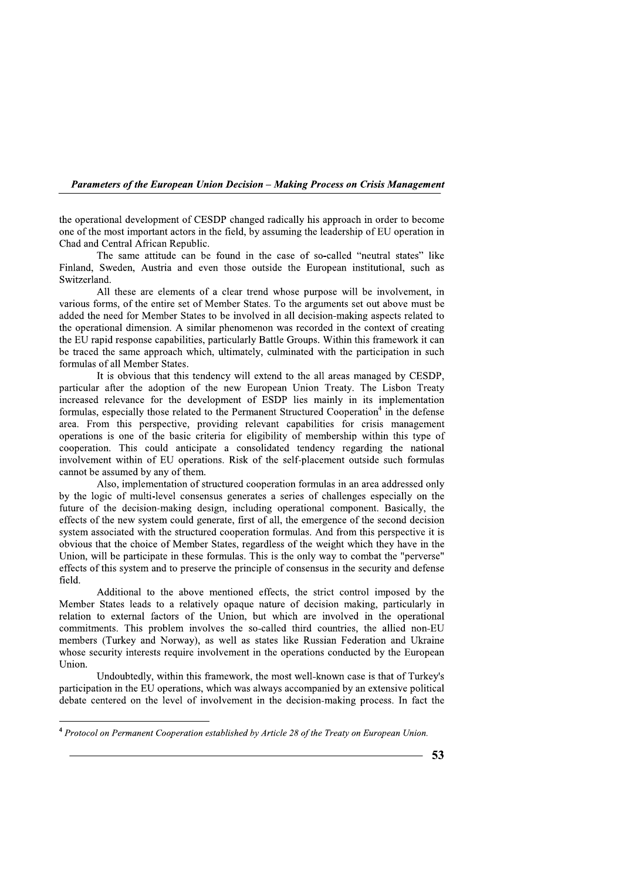the operational development of CESDP changed radically his approach in order to become one of the most important actors in the field, by assuming the leadership of EU operation in Chad and Central African Republic.

The same attitude can be found in the case of so-called "neutral states" like Finland, Sweden, Austria and even those outside the European institutional, such as Switzerland.

All these are elements of a clear trend whose purpose will be involvement, in various forms, of the entire set of Member States. To the arguments set out above must be added the need for Member States to be involved in all decision-making aspects related to the operational dimension. A similar phenomenon was recorded in the context of creating the EU rapid response capabilities, particularly Battle Groups. Within this framework it can be traced the same approach which, ultimately, culminated with the participation in such formulas of all Member States.

It is obvious that this tendency will extend to the all areas managed by CESDP, particular after the adoption of the new European Union Treaty. The Lisbon Treaty increased relevance for the development of ESDP lies mainly in its implementation formulas, especially those related to the Permanent Structured Cooperation[4] in the defense area. From this perspective, providing relevant capabilities for crisis management operations is one of the basic criteria for eligibility of membership within this type of cooperation. This could anticipate a consolidated tendency regarding the national involvement within of EU operations. Risk of the self-placement outside such formulas cannot be assumed by any of them.

Also, implementation of structured cooperation formulas in an area addressed only by the logic of multi-level consensus generates a series of challenges especially on the future of the decision-making design, including operational component. Basically, the effects of the new system could generate, first of all, the emergence of the second decision system associated with the structured cooperation formulas. And from this perspective it is obvious that the choice of Member States, regardless of the weight which they have in the Union, will be participate in these formulas. This is the only way to combat the "perverse" effects of this system and to preserve the principle of consensus in the security and defense field.

Additional to the above mentioned effects, the strict control imposed by the Member States leads to a relatively opaque nature of decision making, particularly in relation to external factors of the Union, but which are involved in the operational commitments. This problem involves the so-called third countries, the allied non-EU members (Turkey and Norway), as well as states like Russian Federation and Ukraine whose security interests require involvement in the operations conducted by the European Union.

Undoubtedly, within this framework, the most well-known case is that of Turkey's participation in the EU operations, which was always accompanied by an extensive political debate centered on the level of involvement in the decision-making process. In fact the

---

[4] *Protocol on Permanent Cooperation established by Article 28 of the Treaty on European Union.*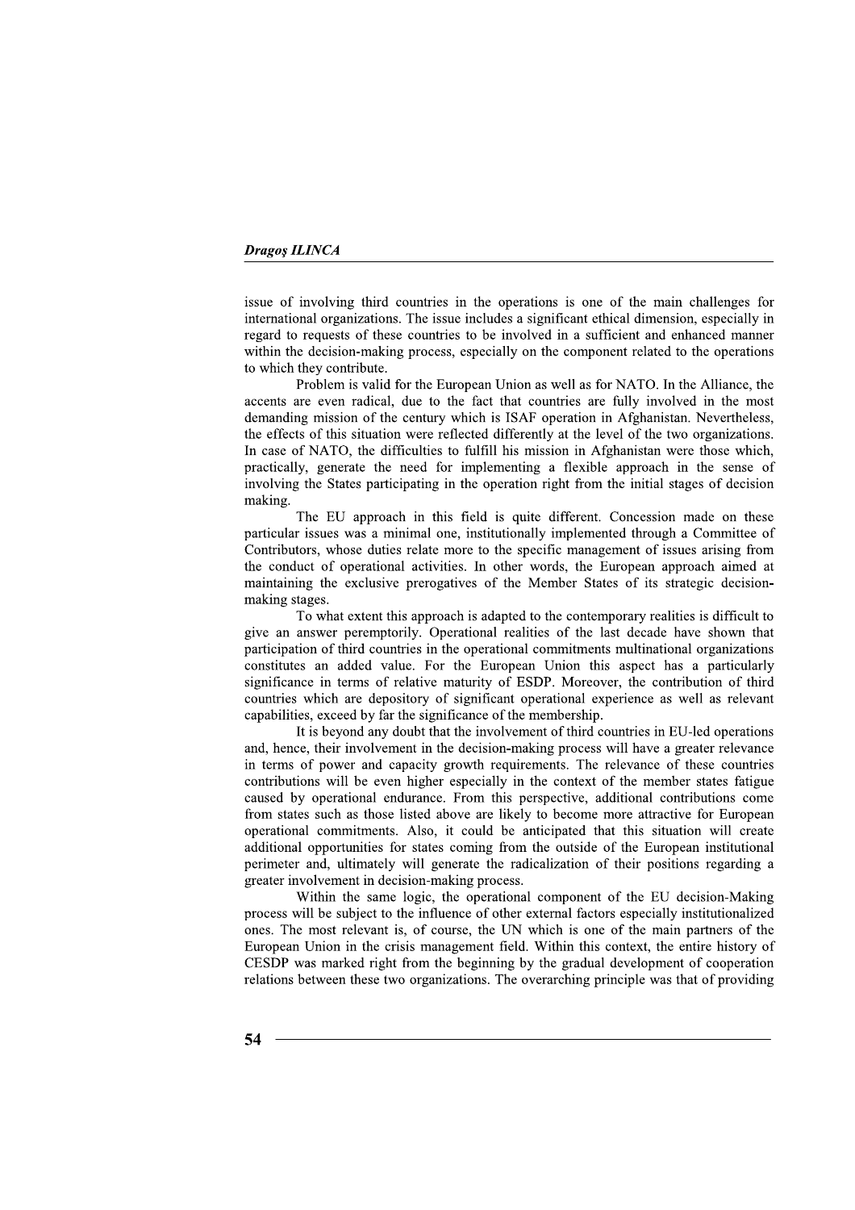issue of involving third countries in the operations is one of the main challenges for international organizations. The issue includes a significant ethical dimension, especially in regard to requests of these countries to be involved in a sufficient and enhanced manner within the decision-making process, especially on the component related to the operations to which they contribute.

Problem is valid for the European Union as well as for NATO. In the Alliance, the accents are even radical, due to the fact that countries are fully involved in the most demanding mission of the century which is ISAF operation in Afghanistan. Nevertheless, the effects of this situation were reflected differently at the level of the two organizations. In case of NATO, the difficulties to fulfill his mission in Afghanistan were those which, practically, generate the need for implementing a flexible approach in the sense of involving the States participating in the operation right from the initial stages of decision making.

The EU approach in this field is quite different. Concession made on these particular issues was a minimal one, institutionally implemented through a Committee of Contributors, whose duties relate more to the specific management of issues arising from the conduct of operational activities. In other words, the European approach aimed at maintaining the exclusive prerogatives of the Member States of its strategic decision-making stages.

To what extent this approach is adapted to the contemporary realities is difficult to give an answer peremptorily. Operational realities of the last decade have shown that participation of third countries in the operational commitments multinational organizations constitutes an added value. For the European Union this aspect has a particularly significance in terms of relative maturity of ESDP. Moreover, the contribution of third countries which are depository of significant operational experience as well as relevant capabilities, exceed by far the significance of the membership.

It is beyond any doubt that the involvement of third countries in EU-led operations and, hence, their involvement in the decision-making process will have a greater relevance in terms of power and capacity growth requirements. The relevance of these countries contributions will be even higher especially in the context of the member states fatigue caused by operational endurance. From this perspective, additional contributions come from states such as those listed above are likely to become more attractive for European operational commitments. Also, it could be anticipated that this situation will create additional opportunities for states coming from the outside of the European institutional perimeter and, ultimately will generate the radicalization of their positions regarding a greater involvement in decision-making process.

Within the same logic, the operational component of the EU decision-Making process will be subject to the influence of other external factors especially institutionalized ones. The most relevant is, of course, the UN which is one of the main partners of the European Union in the crisis management field. Within this context, the entire history of CESDP was marked right from the beginning by the gradual development of cooperation relations between these two organizations. The overarching principle was that of providing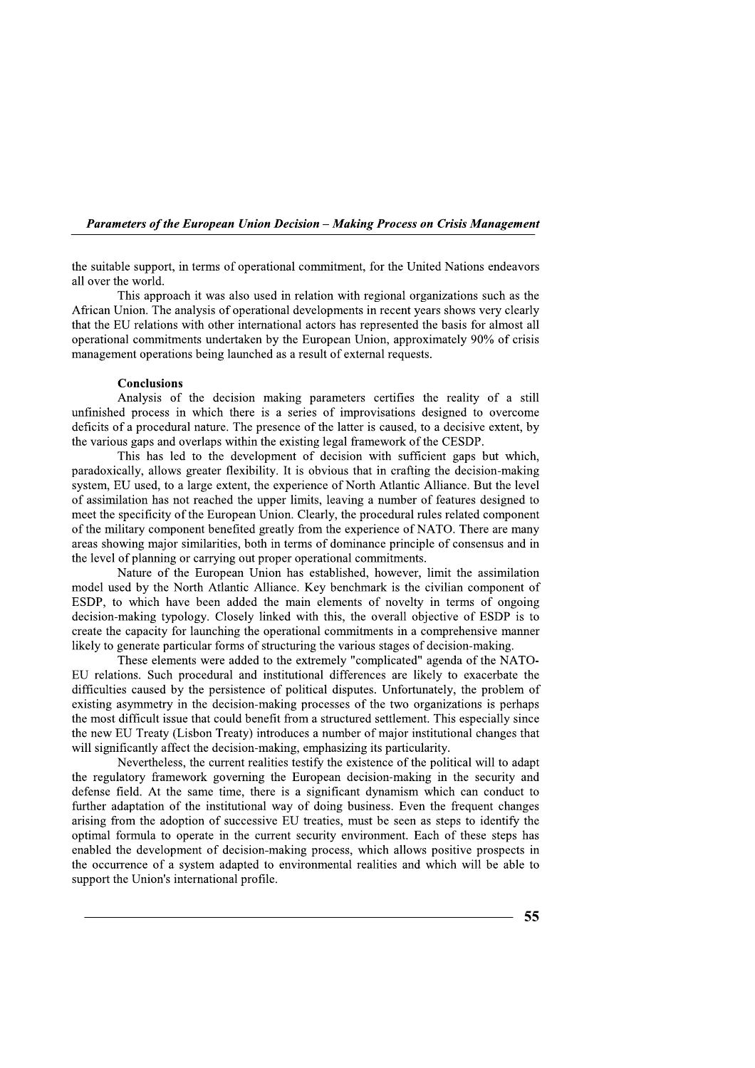the suitable support, in terms of operational commitment, for the United Nations endeavors all over the world.

This approach it was also used in relation with regional organizations such as the African Union. The analysis of operational developments in recent years shows very clearly that the EU relations with other international actors has represented the basis for almost all operational commitments undertaken by the European Union, approximately 90% of crisis management operations being launched as a result of external requests.

**Conclusions**

Analysis of the decision making parameters certifies the reality of a still unfinished process in which there is a series of improvisations designed to overcome deficits of a procedural nature. The presence of the latter is caused, to a decisive extent, by the various gaps and overlaps within the existing legal framework of the CESDP.

This has led to the development of decision with sufficient gaps but which, paradoxically, allows greater flexibility. It is obvious that in crafting the decision-making system, EU used, to a large extent, the experience of North Atlantic Alliance. But the level of assimilation has not reached the upper limits, leaving a number of features designed to meet the specificity of the European Union. Clearly, the procedural rules related component of the military component benefited greatly from the experience of NATO. There are many areas showing major similarities, both in terms of dominance principle of consensus and in the level of planning or carrying out proper operational commitments.

Nature of the European Union has established, however, limit the assimilation model used by the North Atlantic Alliance. Key benchmark is the civilian component of ESDP, to which have been added the main elements of novelty in terms of ongoing decision-making typology. Closely linked with this, the overall objective of ESDP is to create the capacity for launching the operational commitments in a comprehensive manner likely to generate particular forms of structuring the various stages of decision-making.

These elements were added to the extremely "complicated" agenda of the NATO-EU relations. Such procedural and institutional differences are likely to exacerbate the difficulties caused by the persistence of political disputes. Unfortunately, the problem of existing asymmetry in the decision-making processes of the two organizations is perhaps the most difficult issue that could benefit from a structured settlement. This especially since the new EU Treaty (Lisbon Treaty) introduces a number of major institutional changes that will significantly affect the decision-making, emphasizing its particularity.

Nevertheless, the current realities testify the existence of the political will to adapt the regulatory framework governing the European decision-making in the security and defense field. At the same time, there is a significant dynamism which can conduct to further adaptation of the institutional way of doing business. Even the frequent changes arising from the adoption of successive EU treaties, must be seen as steps to identify the optimal formula to operate in the current security environment. Each of these steps has enabled the development of decision-making process, which allows positive prospects in the occurrence of a system adapted to environmental realities and which will be able to support the Union's international profile.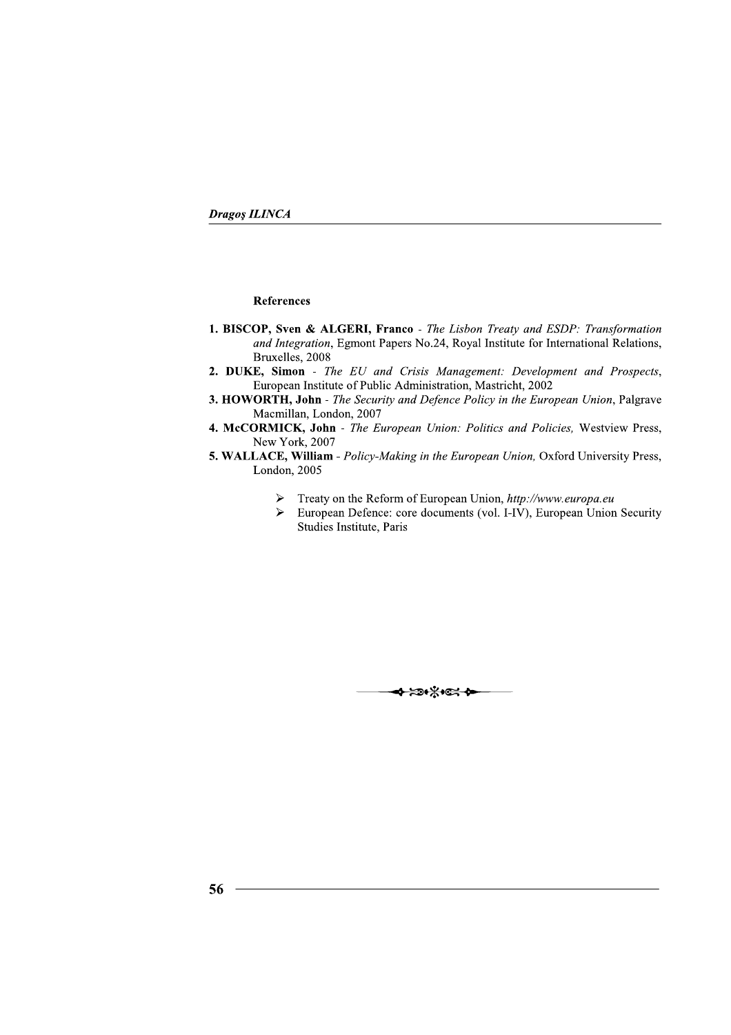## References

1. **BISCOP, Sven & ALGERI, Franco** - *The Lisbon Treaty and ESDP: Transformation and Integration*, Egmont Papers No.24, Royal Institute for International Relations, Bruxelles, 2008
2. **DUKE, Simon** - *The EU and Crisis Management: Development and Prospects*, European Institute of Public Administration, Mastricht, 2002
3. **HOWORTH, John** - *The Security and Defence Policy in the European Union*, Palgrave Macmillan, London, 2007
4. **McCORMICK, John** - *The European Union: Politics and Policies,* Westview Press, New York, 2007
5. **WALLACE, William** - *Policy-Making in the European Union,* Oxford University Press, London, 2005

- Treaty on the Reform of European Union, *http://www.europa.eu*
- European Defence: core documents (vol. I-IV), European Union Security Studies Institute, Paris